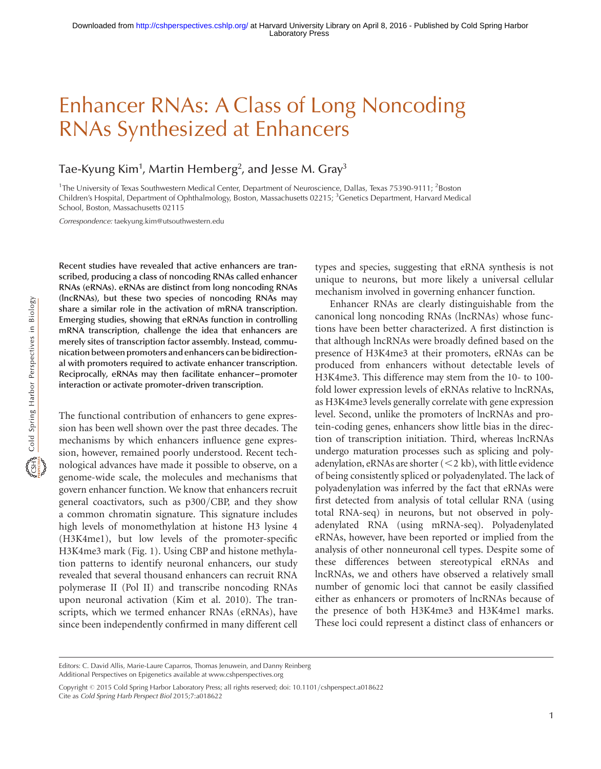# Enhancer RNAs: A Class of Long Noncoding RNAs Synthesized at Enhancers

Tae-Kyung Kim[1], Martin Hemberg[2], and Jesse M. Gray[3]

[1]The University of Texas Southwestern Medical Center, Department of Neuroscience, Dallas, Texas 75390-9111; [2]Boston Children's Hospital, Department of Ophthalmology, Boston, Massachusetts 02215; [3]Genetics Department, Harvard Medical School, Boston, Massachusetts 02115

*Correspondence:* taekyung.kim@utsouthwestern.edu

**Recent studies have revealed that active enhancers are transcribed, producing a class of noncoding RNAs called enhancer RNAs (eRNAs). eRNAs are distinct from long noncoding RNAs (lncRNAs), but these two species of noncoding RNAs may share a similar role in the activation of mRNA transcription. Emerging studies, showing that eRNAs function in controlling mRNA transcription, challenge the idea that enhancers are merely sites of transcription factor assembly. Instead, communication between promoters and enhancers can be bidirectional with promoters required to activate enhancer transcription. Reciprocally, eRNAs may then facilitate enhancer–promoter interaction or activate promoter-driven transcription.**

The functional contribution of enhancers to gene expression has been well shown over the past three decades. The mechanisms by which enhancers influence gene expression, however, remained poorly understood. Recent technological advances have made it possible to observe, on a genome-wide scale, the molecules and mechanisms that govern enhancer function. We know that enhancers recruit general coactivators, such as p300/CBP, and they show a common chromatin signature. This signature includes high levels of monomethylation at histone H3 lysine 4 (H3K4me1), but low levels of the promoter-specific H3K4me3 mark (Fig. 1). Using CBP and histone methylation patterns to identify neuronal enhancers, our study revealed that several thousand enhancers can recruit RNA polymerase II (Pol II) and transcribe noncoding RNAs upon neuronal activation (Kim et al. 2010). The transcripts, which we termed enhancer RNAs (eRNAs), have since been independently confirmed in many different cell types and species, suggesting that eRNA synthesis is not unique to neurons, but more likely a universal cellular mechanism involved in governing enhancer function.

Enhancer RNAs are clearly distinguishable from the canonical long noncoding RNAs (lncRNAs) whose functions have been better characterized. A first distinction is that although lncRNAs were broadly defined based on the presence of H3K4me3 at their promoters, eRNAs can be produced from enhancers without detectable levels of H3K4me3. This difference may stem from the 10- to 100-fold lower expression levels of eRNAs relative to lncRNAs, as H3K4me3 levels generally correlate with gene expression level. Second, unlike the promoters of lncRNAs and protein-coding genes, enhancers show little bias in the direction of transcription initiation. Third, whereas lncRNAs undergo maturation processes such as splicing and polyadenylation, eRNAs are shorter ($<2$ kb), with little evidence of being consistently spliced or polyadenylated. The lack of polyadenylation was inferred by the fact that eRNAs were first detected from analysis of total cellular RNA (using total RNA-seq) in neurons, but not observed in polyadenylated RNA (using mRNA-seq). Polyadenylated eRNAs, however, have been reported or implied from the analysis of other nonneuronal cell types. Despite some of these differences between stereotypical eRNAs and lncRNAs, we and others have observed a relatively small number of genomic loci that cannot be easily classified either as enhancers or promoters of lncRNAs because of the presence of both H3K4me3 and H3K4me1 marks. These loci could represent a distinct class of enhancers or

Editors: C. David Allis, Marie-Laure Caparros, Thomas Jenuwein, and Danny Reinberg
Additional Perspectives on Epigenetics available at www.cshperspectives.org

Copyright © 2015 Cold Spring Harbor Laboratory Press; all rights reserved; doi: 10.1101/cshperspect.a018622
Cite as *Cold Spring Harb Perspect Biol* 2015;7:a018622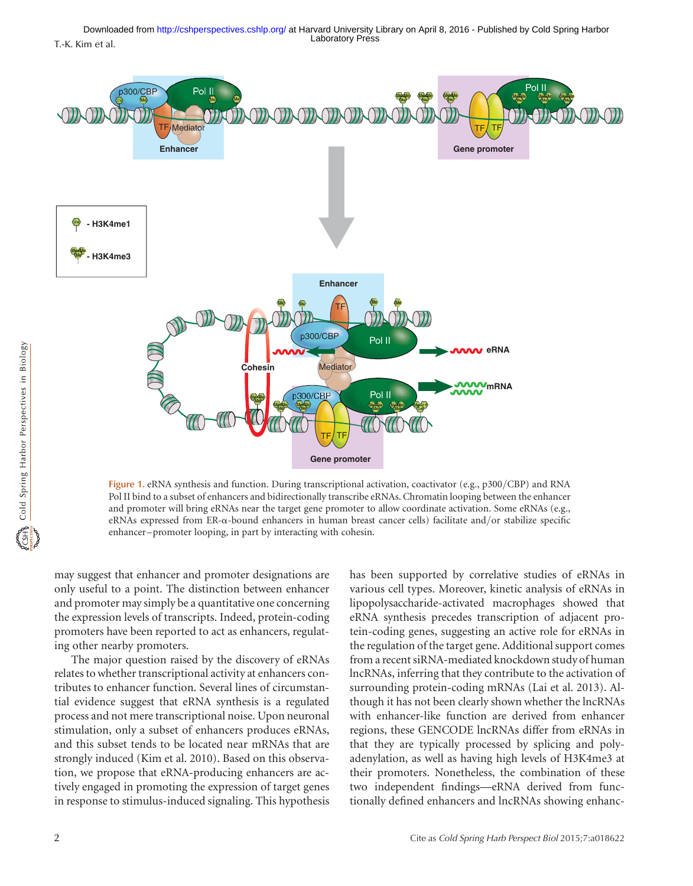Enhancer

Gene promoter

Pol II

p300/CBP

TF

Mediator

TF TF

- H3K4me1

- H3K4me3

Cohesin

eRNA

mRNA

**Figure 1.** eRNA synthesis and function. During transcriptional activation, coactivator (e.g., p300/CBP) and RNA Pol II bind to a subset of enhancers and bidirectionally transcribe eRNAs. Chromatin looping between the enhancer and promoter will bring eRNAs near the target gene promoter to allow coordinate activation. Some eRNAs (e.g., eRNAs expressed from ER-α-bound enhancers in human breast cancer cells) facilitate and/or stabilize specific enhancer–promoter looping, in part by interacting with cohesin.

may suggest that enhancer and promoter designations are only useful to a point. The distinction between enhancer and promoter may simply be a quantitative one concerning the expression levels of transcripts. Indeed, protein-coding promoters have been reported to act as enhancers, regulating other nearby promoters.

The major question raised by the discovery of eRNAs relates to whether transcriptional activity at enhancers contributes to enhancer function. Several lines of circumstantial evidence suggest that eRNA synthesis is a regulated process and not mere transcriptional noise. Upon neuronal stimulation, only a subset of enhancers produces eRNAs, and this subset tends to be located near mRNAs that are strongly induced (Kim et al. 2010). Based on this observation, we propose that eRNA-producing enhancers are actively engaged in promoting the expression of target genes in response to stimulus-induced signaling. This hypothesis has been supported by correlative studies of eRNAs in various cell types. Moreover, kinetic analysis of eRNAs in lipopolysaccharide-activated macrophages showed that eRNA synthesis precedes transcription of adjacent protein-coding genes, suggesting an active role for eRNAs in the regulation of the target gene. Additional support comes from a recent siRNA-mediated knockdown study of human lncRNAs, inferring that they contribute to the activation of surrounding protein-coding mRNAs (Lai et al. 2013). Although it has not been clearly shown whether the lncRNAs with enhancer-like function are derived from enhancer regions, these GENCODE lncRNAs differ from eRNAs in that they are typically processed by splicing and polyadenylation, as well as having high levels of H3K4me3 at their promoters. Nonetheless, the combination of these two independent findings—eRNA derived from functionally defined enhancers and lncRNAs showing enhanc-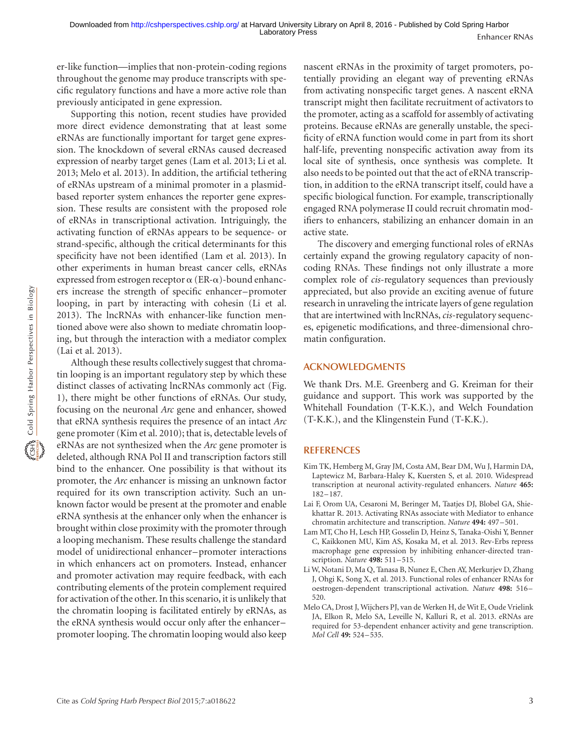er-like function—implies that non-protein-coding regions throughout the genome may produce transcripts with specific regulatory functions and have a more active role than previously anticipated in gene expression.

Supporting this notion, recent studies have provided more direct evidence demonstrating that at least some eRNAs are functionally important for target gene expression. The knockdown of several eRNAs caused decreased expression of nearby target genes (Lam et al. 2013; Li et al. 2013; Melo et al. 2013). In addition, the artificial tethering of eRNAs upstream of a minimal promoter in a plasmid-based reporter system enhances the reporter gene expression. These results are consistent with the proposed role of eRNAs in transcriptional activation. Intriguingly, the activating function of eRNAs appears to be sequence- or strand-specific, although the critical determinants for this specificity have not been identified (Lam et al. 2013). In other experiments in human breast cancer cells, eRNAs expressed from estrogen receptor α (ER-α)-bound enhancers increase the strength of specific enhancer–promoter looping, in part by interacting with cohesin (Li et al. 2013). The lncRNAs with enhancer-like function mentioned above were also shown to mediate chromatin looping, but through the interaction with a mediator complex (Lai et al. 2013).

Although these results collectively suggest that chromatin looping is an important regulatory step by which these distinct classes of activating lncRNAs commonly act (Fig. 1), there might be other functions of eRNAs. Our study, focusing on the neuronal *Arc* gene and enhancer, showed that eRNA synthesis requires the presence of an intact *Arc* gene promoter (Kim et al. 2010); that is, detectable levels of eRNAs are not synthesized when the *Arc* gene promoter is deleted, although RNA Pol II and transcription factors still bind to the enhancer. One possibility is that without its promoter, the *Arc* enhancer is missing an unknown factor required for its own transcription activity. Such an unknown factor would be present at the promoter and enable eRNA synthesis at the enhancer only when the enhancer is brought within close proximity with the promoter through a looping mechanism. These results challenge the standard model of unidirectional enhancer–promoter interactions in which enhancers act on promoters. Instead, enhancer and promoter activation may require feedback, with each contributing elements of the protein complement required for activation of the other. In this scenario, it is unlikely that the chromatin looping is facilitated entirely by eRNAs, as the eRNA synthesis would occur only after the enhancer–promoter looping. The chromatin looping would also keep nascent eRNAs in the proximity of target promoters, potentially providing an elegant way of preventing eRNAs from activating nonspecific target genes. A nascent eRNA transcript might then facilitate recruitment of activators to the promoter, acting as a scaffold for assembly of activating proteins. Because eRNAs are generally unstable, the specificity of eRNA function would come in part from its short half-life, preventing nonspecific activation away from its local site of synthesis, once synthesis was complete. It also needs to be pointed out that the act of eRNA transcription, in addition to the eRNA transcript itself, could have a specific biological function. For example, transcriptionally engaged RNA polymerase II could recruit chromatin modifiers to enhancers, stabilizing an enhancer domain in an active state.

The discovery and emerging functional roles of eRNAs certainly expand the growing regulatory capacity of noncoding RNAs. These findings not only illustrate a more complex role of *cis*-regulatory sequences than previously appreciated, but also provide an exciting avenue of future research in unraveling the intricate layers of gene regulation that are intertwined with lncRNAs, *cis*-regulatory sequences, epigenetic modifications, and three-dimensional chromatin configuration.

## ACKNOWLEDGMENTS

We thank Drs. M.E. Greenberg and G. Kreiman for their guidance and support. This work was supported by the Whitehall Foundation (T-K.K.), and Welch Foundation (T-K.K.), and the Klingenstein Fund (T-K.K.).

## REFERENCES

Kim TK, Hemberg M, Gray JM, Costa AM, Bear DM, Wu J, Harmin DA, Laptewicz M, Barbara-Haley K, Kuersten S, et al. 2010. Widespread transcription at neuronal activity-regulated enhancers. *Nature* **465:** 182–187.

Lai F, Orom UA, Cesaroni M, Beringer M, Taatjes DJ, Blobel GA, Shiekhattar R. 2013. Activating RNAs associate with Mediator to enhance chromatin architecture and transcription. *Nature* **494:** 497–501.

Lam MT, Cho H, Lesch HP, Gosselin D, Heinz S, Tanaka-Oishi Y, Benner C, Kaikkonen MU, Kim AS, Kosaka M, et al. 2013. Rev-Erbs repress macrophage gene expression by inhibiting enhancer-directed transcription. *Nature* **498:** 511–515.

Li W, Notani D, Ma Q, Tanasa B, Nunez E, Chen AY, Merkurjev D, Zhang J, Ohgi K, Song X, et al. 2013. Functional roles of enhancer RNAs for oestrogen-dependent transcriptional activation. *Nature* **498:** 516–520.

Melo CA, Drost J, Wijchers PJ, van de Werken H, de Wit E, Oude Vrielink JA, Elkon R, Melo SA, Leveille N, Kalluri R, et al. 2013. eRNAs are required for 53-dependent enhancer activity and gene transcription. *Mol Cell* **49:** 524–535.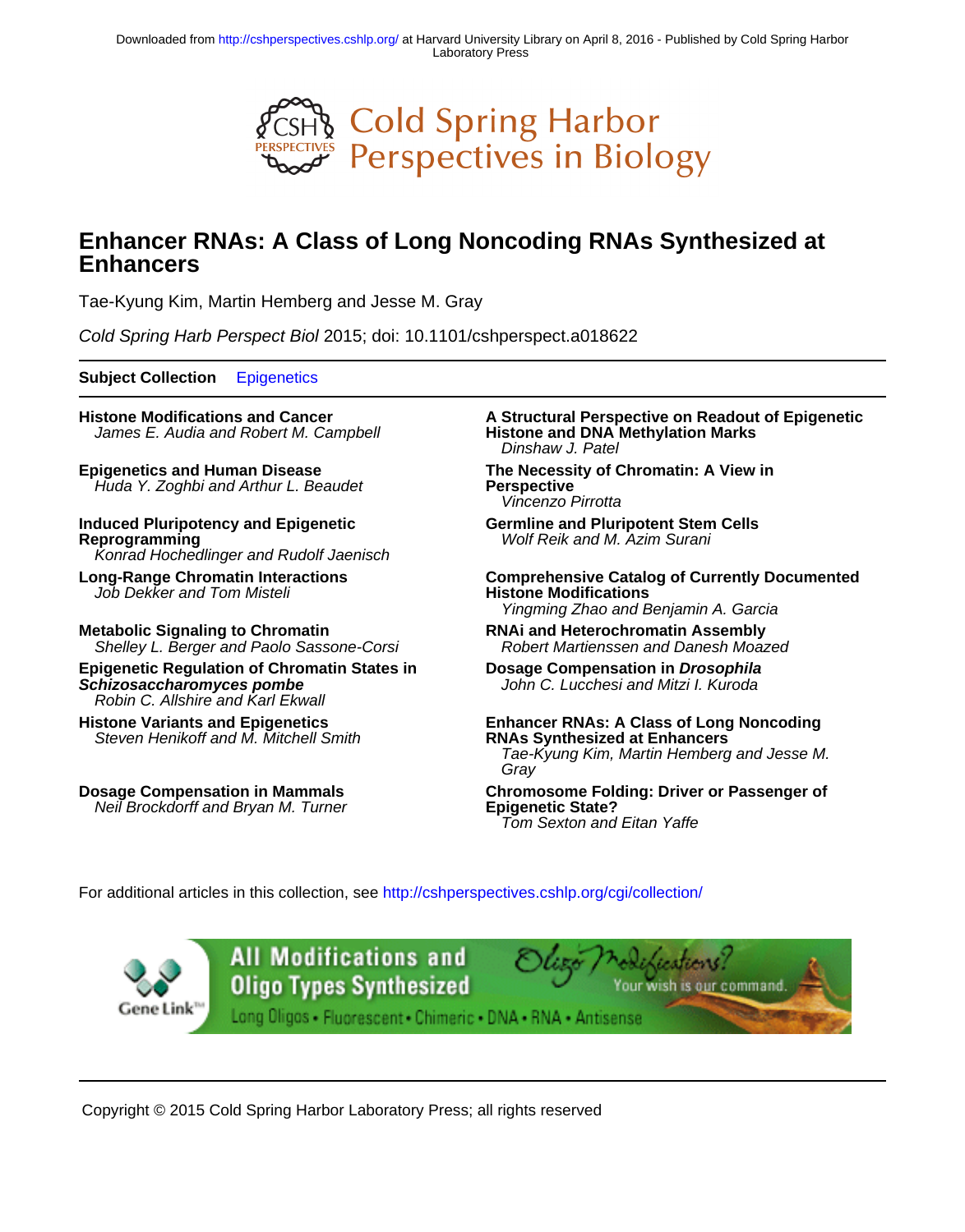Downloaded from http://cshperspectives.cshlp.org/ at Harvard University Library on April 8, 2016 - Published by Cold Spring Harbor Laboratory Press

# Enhancer RNAs: A Class of Long Noncoding RNAs Synthesized at Enhancers

Tae-Kyung Kim, Martin Hemberg and Jesse M. Gray

*Cold Spring Harb Perspect Biol* 2015; doi: 10.1101/cshperspect.a018622

**Subject Collection** Epigenetics

**Histone Modifications and Cancer**
*James E. Audia and Robert M. Campbell*

**Epigenetics and Human Disease**
*Huda Y. Zoghbi and Arthur L. Beaudet*

**Induced Pluripotency and Epigenetic Reprogramming**
*Konrad Hochedlinger and Rudolf Jaenisch*

**Long-Range Chromatin Interactions**
*Job Dekker and Tom Misteli*

**Metabolic Signaling to Chromatin**
*Shelley L. Berger and Paolo Sassone-Corsi*

**Epigenetic Regulation of Chromatin States in *Schizosaccharomyces pombe***
*Robin C. Allshire and Karl Ekwall*

**Histone Variants and Epigenetics**
*Steven Henikoff and M. Mitchell Smith*

**Dosage Compensation in Mammals**
*Neil Brockdorff and Bryan M. Turner*

**A Structural Perspective on Readout of Epigenetic Histone and DNA Methylation Marks**
*Dinshaw J. Patel*

**The Necessity of Chromatin: A View in Perspective**
*Vincenzo Pirrotta*

**Germline and Pluripotent Stem Cells**
*Wolf Reik and M. Azim Surani*

**Comprehensive Catalog of Currently Documented Histone Modifications**
*Yingming Zhao and Benjamin A. Garcia*

**RNAi and Heterochromatin Assembly**
*Robert Martienssen and Danesh Moazed*

**Dosage Compensation in *Drosophila***
*John C. Lucchesi and Mitzi I. Kuroda*

**Enhancer RNAs: A Class of Long Noncoding RNAs Synthesized at Enhancers**
*Tae-Kyung Kim, Martin Hemberg and Jesse M. Gray*

**Chromosome Folding: Driver or Passenger of Epigenetic State?**
*Tom Sexton and Eitan Yaffe*

For additional articles in this collection, see http://cshperspectives.cshlp.org/cgi/collection/

Copyright © 2015 Cold Spring Harbor Laboratory Press; all rights reserved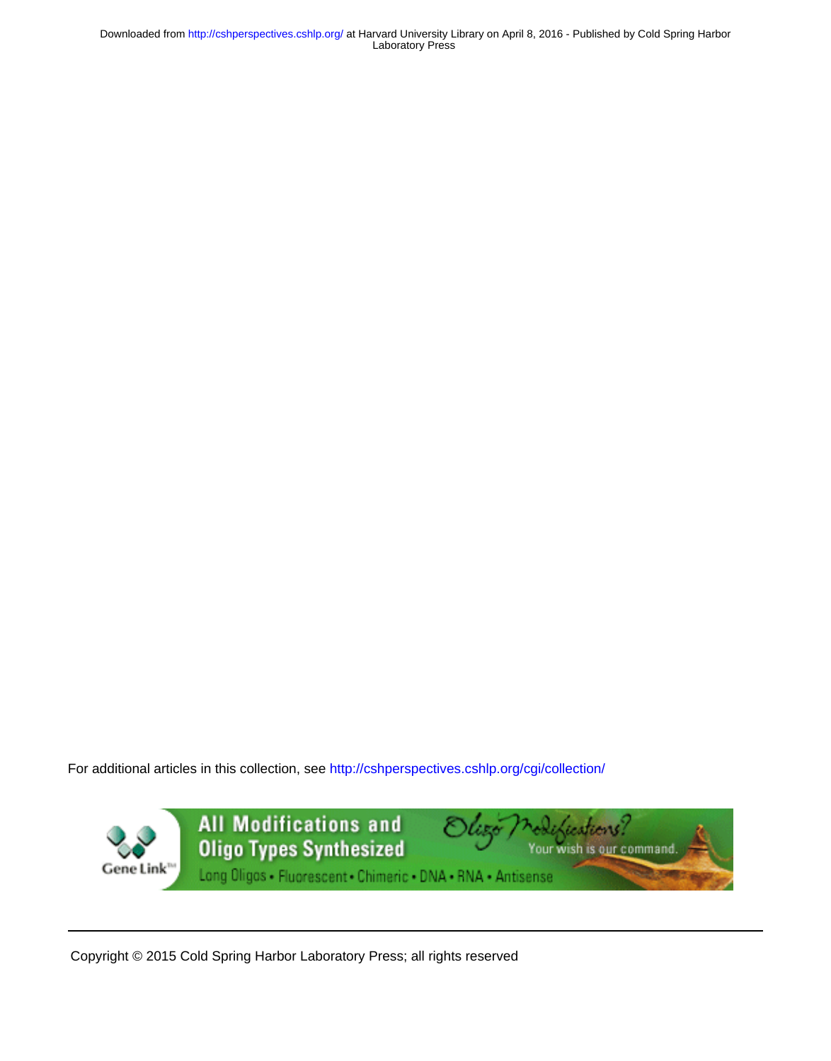For additional articles in this collection, see http://cshperspectives.cshlp.org/cgi/collection/

Copyright © 2015 Cold Spring Harbor Laboratory Press; all rights reserved